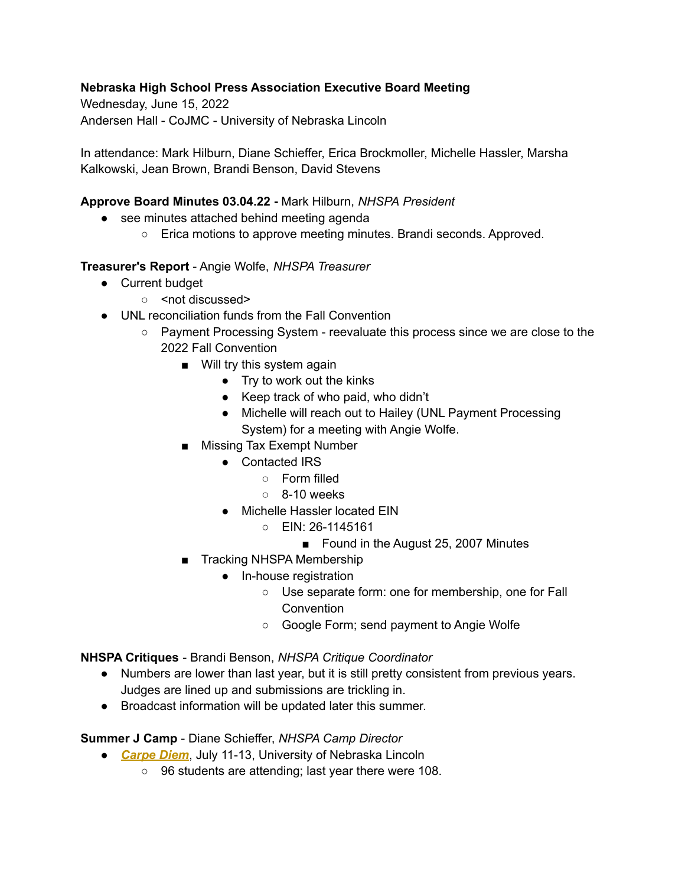**Nebraska High School Press Association Executive Board Meeting**
Wednesday, June 15, 2022
Andersen Hall - CoJMC - University of Nebraska Lincoln

In attendance: Mark Hilburn, Diane Schieffer, Erica Brockmoller, Michelle Hassler, Marsha Kalkowski, Jean Brown, Brandi Benson, David Stevens

**Approve Board Minutes 03.04.22 -** Mark Hilburn, *NHSPA President*

- see minutes attached behind meeting agenda
  - Erica motions to approve meeting minutes. Brandi seconds. Approved.

**Treasurer's Report** - Angie Wolfe, *NHSPA Treasurer*

- Current budget
  - <not discussed>
- UNL reconciliation funds from the Fall Convention
  - Payment Processing System - reevaluate this process since we are close to the 2022 Fall Convention
    - Will try this system again
      - Try to work out the kinks
      - Keep track of who paid, who didn't
      - Michelle will reach out to Hailey (UNL Payment Processing System) for a meeting with Angie Wolfe.
    - Missing Tax Exempt Number
      - Contacted IRS
        - Form filled
        - 8-10 weeks
      - Michelle Hassler located EIN
        - EIN: 26-1145161
          - Found in the August 25, 2007 Minutes
    - Tracking NHSPA Membership
      - In-house registration
        - Use separate form: one for membership, one for Fall Convention
        - Google Form; send payment to Angie Wolfe

**NHSPA Critiques** - Brandi Benson, *NHSPA Critique Coordinator*

- Numbers are lower than last year, but it is still pretty consistent from previous years. Judges are lined up and submissions are trickling in.
- Broadcast information will be updated later this summer.

**Summer J Camp** - Diane Schieffer, *NHSPA Camp Director*

- ***Carpe Diem***, July 11-13, University of Nebraska Lincoln
  - 96 students are attending; last year there were 108.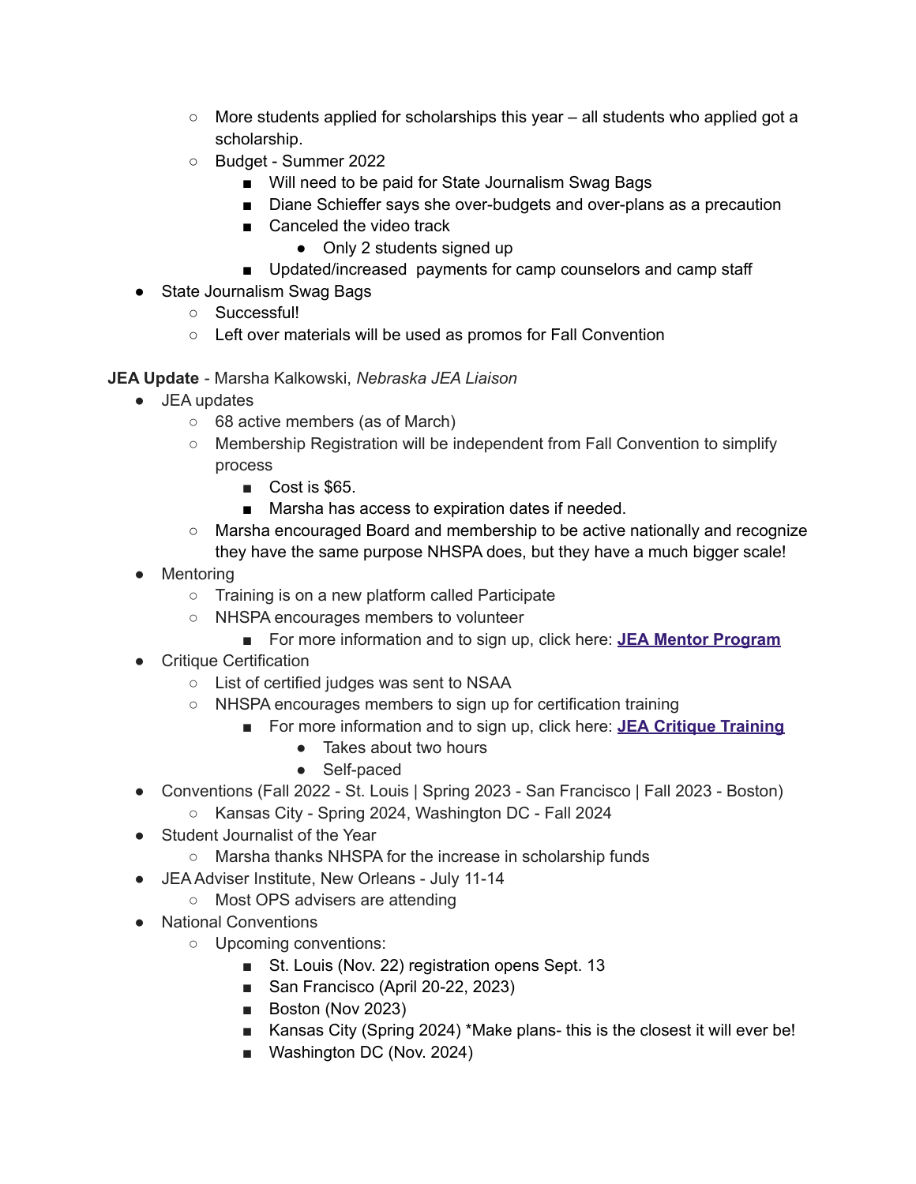- More students applied for scholarships this year – all students who applied got a scholarship.
  - Budget - Summer 2022
    - Will need to be paid for State Journalism Swag Bags
    - Diane Schieffer says she over-budgets and over-plans as a precaution
    - Canceled the video track
      - Only 2 students signed up
    - Updated/increased payments for camp counselors and camp staff
- State Journalism Swag Bags
  - Successful!
  - Left over materials will be used as promos for Fall Convention

**JEA Update** - Marsha Kalkowski, *Nebraska JEA Liaison*

- JEA updates
  - 68 active members (as of March)
  - Membership Registration will be independent from Fall Convention to simplify process
    - Cost is $65.
    - Marsha has access to expiration dates if needed.
  - Marsha encouraged Board and membership to be active nationally and recognize they have the same purpose NHSPA does, but they have a much bigger scale!
- Mentoring
  - Training is on a new platform called Participate
  - NHSPA encourages members to volunteer
    - For more information and to sign up, click here: **JEA Mentor Program**
- Critique Certification
  - List of certified judges was sent to NSAA
  - NHSPA encourages members to sign up for certification training
    - For more information and to sign up, click here: **JEA Critique Training**
      - Takes about two hours
      - Self-paced
- Conventions (Fall 2022 - St. Louis | Spring 2023 - San Francisco | Fall 2023 - Boston)
  - Kansas City - Spring 2024, Washington DC - Fall 2024
- Student Journalist of the Year
  - Marsha thanks NHSPA for the increase in scholarship funds
- JEA Adviser Institute, New Orleans - July 11-14
  - Most OPS advisers are attending
- National Conventions
  - Upcoming conventions:
    - St. Louis (Nov. 22) registration opens Sept. 13
    - San Francisco (April 20-22, 2023)
    - Boston (Nov 2023)
    - Kansas City (Spring 2024) *Make plans- this is the closest it will ever be!
    - Washington DC (Nov. 2024)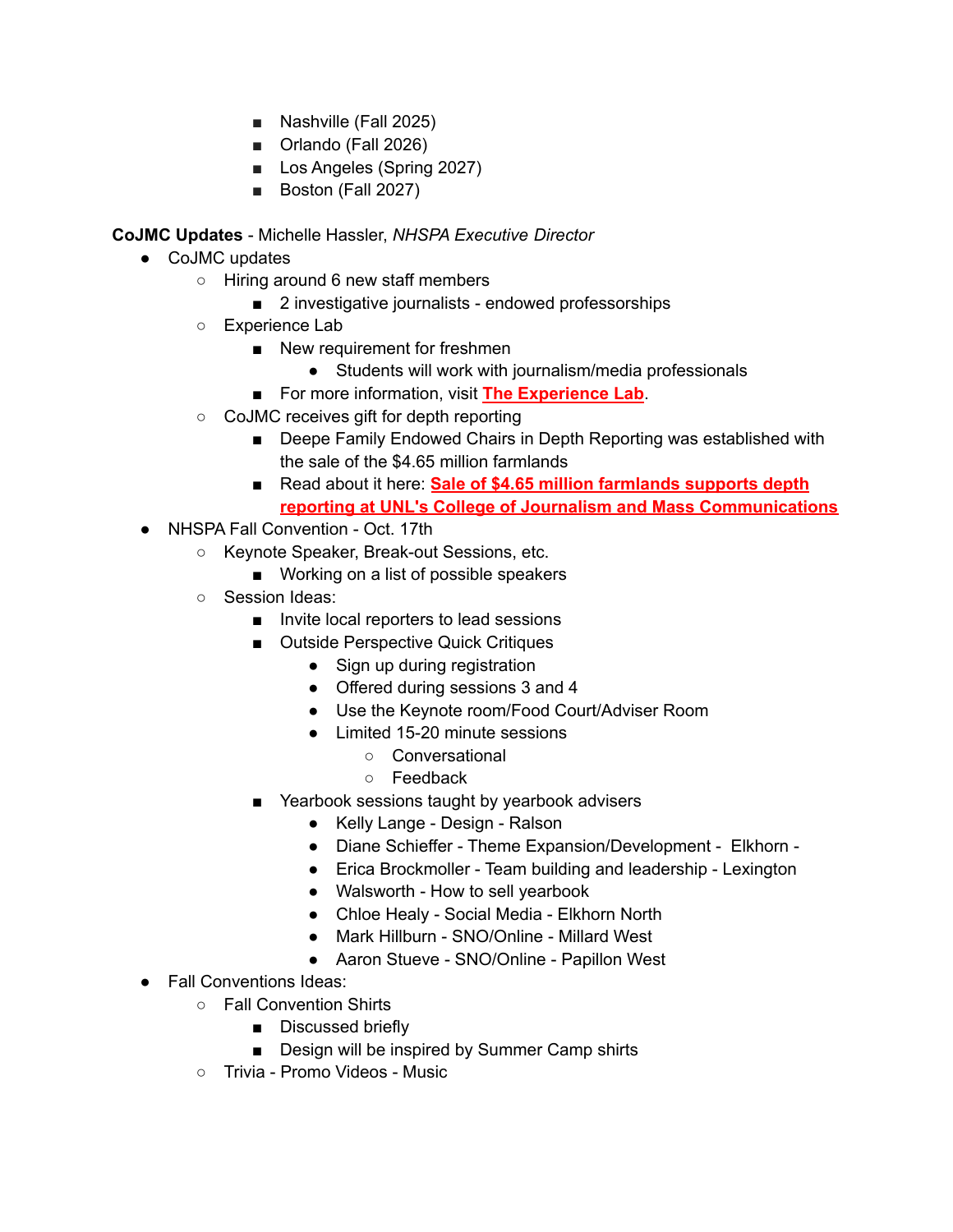- Nashville (Fall 2025)
        - Orlando (Fall 2026)
        - Los Angeles (Spring 2027)
        - Boston (Fall 2027)

**CoJMC Updates** - Michelle Hassler, *NHSPA Executive Director*

- CoJMC updates
    - Hiring around 6 new staff members
        - 2 investigative journalists - endowed professorships
    - Experience Lab
        - New requirement for freshmen
            - Students will work with journalism/media professionals
        - For more information, visit **The Experience Lab**.
    - CoJMC receives gift for depth reporting
        - Deepe Family Endowed Chairs in Depth Reporting was established with the sale of the $4.65 million farmlands
        - Read about it here: **Sale of $4.65 million farmlands supports depth reporting at UNL's College of Journalism and Mass Communications**
- NHSPA Fall Convention - Oct. 17th
    - Keynote Speaker, Break-out Sessions, etc.
        - Working on a list of possible speakers
    - Session Ideas:
        - Invite local reporters to lead sessions
        - Outside Perspective Quick Critiques
            - Sign up during registration
            - Offered during sessions 3 and 4
            - Use the Keynote room/Food Court/Adviser Room
            - Limited 15-20 minute sessions
                - Conversational
                - Feedback
        - Yearbook sessions taught by yearbook advisers
            - Kelly Lange - Design - Ralson
            - Diane Schieffer - Theme Expansion/Development - Elkhorn -
            - Erica Brockmoller - Team building and leadership - Lexington
            - Walsworth - How to sell yearbook
            - Chloe Healy - Social Media - Elkhorn North
            - Mark Hillburn - SNO/Online - Millard West
            - Aaron Stueve - SNO/Online - Papillon West
- Fall Conventions Ideas:
    - Fall Convention Shirts
        - Discussed briefly
        - Design will be inspired by Summer Camp shirts
    - Trivia - Promo Videos - Music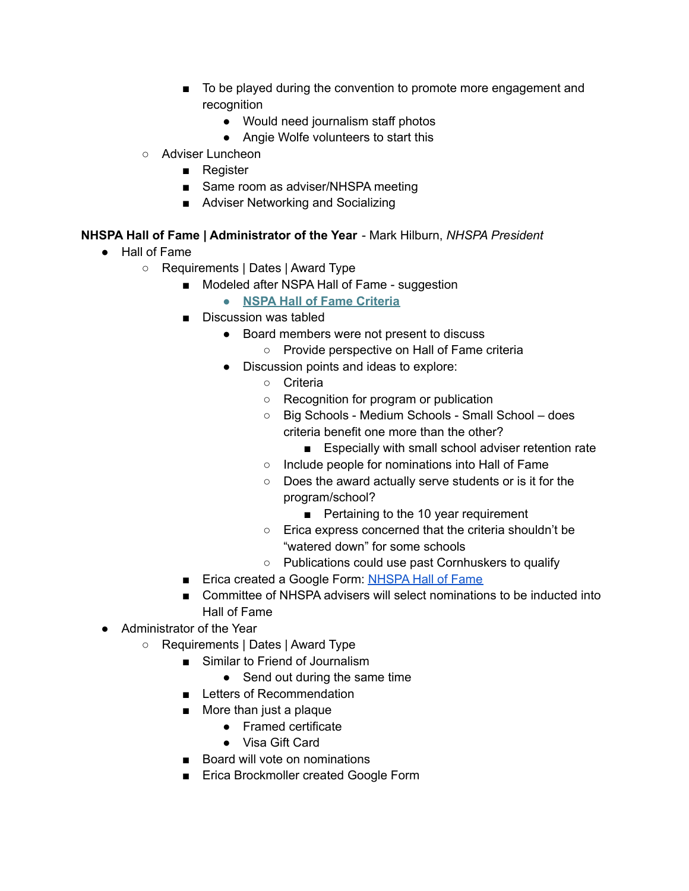- To be played during the convention to promote more engagement and recognition
            - Would need journalism staff photos
            - Angie Wolfe volunteers to start this
    - Adviser Luncheon
        - Register
        - Same room as adviser/NHSPA meeting
        - Adviser Networking and Socializing

**NHSPA Hall of Fame | Administrator of the Year** - Mark Hilburn, *NHSPA President*

- Hall of Fame
    - Requirements | Dates | Award Type
        - Modeled after NSPA Hall of Fame - suggestion
            - **NSPA Hall of Fame Criteria**
        - Discussion was tabled
            - Board members were not present to discuss
                - Provide perspective on Hall of Fame criteria
            - Discussion points and ideas to explore:
                - Criteria
                - Recognition for program or publication
                - Big Schools - Medium Schools - Small School – does criteria benefit one more than the other?
                    - Especially with small school adviser retention rate
                - Include people for nominations into Hall of Fame
                - Does the award actually serve students or is it for the program/school?
                    - Pertaining to the 10 year requirement
                - Erica express concerned that the criteria shouldn't be "watered down" for some schools
                - Publications could use past Cornhuskers to qualify
        - Erica created a Google Form: NHSPA Hall of Fame
        - Committee of NHSPA advisers will select nominations to be inducted into Hall of Fame
- Administrator of the Year
    - Requirements | Dates | Award Type
        - Similar to Friend of Journalism
            - Send out during the same time
        - Letters of Recommendation
        - More than just a plaque
            - Framed certificate
            - Visa Gift Card
        - Board will vote on nominations
        - Erica Brockmoller created Google Form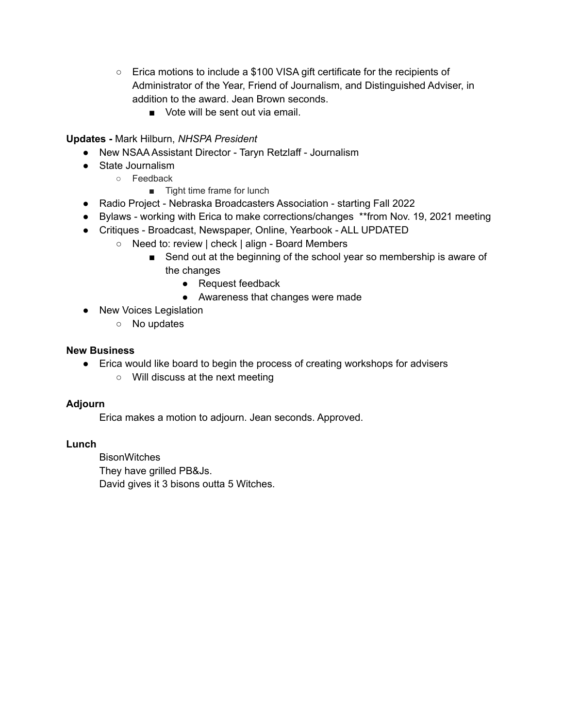- Erica motions to include a $100 VISA gift certificate for the recipients of Administrator of the Year, Friend of Journalism, and Distinguished Adviser, in addition to the award. Jean Brown seconds.
        - Vote will be sent out via email.

**Updates -** Mark Hilburn, *NHSPA President*

- New NSAA Assistant Director - Taryn Retzlaff - Journalism
- State Journalism
    - Feedback
        - Tight time frame for lunch
- Radio Project - Nebraska Broadcasters Association - starting Fall 2022
- Bylaws - working with Erica to make corrections/changes **from Nov. 19, 2021 meeting
- Critiques - Broadcast, Newspaper, Online, Yearbook - ALL UPDATED
    - Need to: review | check | align - Board Members
        - Send out at the beginning of the school year so membership is aware of the changes
            - Request feedback
            - Awareness that changes were made
- New Voices Legislation
    - No updates

**New Business**

- Erica would like board to begin the process of creating workshops for advisers
    - Will discuss at the next meeting

**Adjourn**

Erica makes a motion to adjourn. Jean seconds. Approved.

**Lunch**

BisonWitches
They have grilled PB&Js.
David gives it 3 bisons outta 5 Witches.